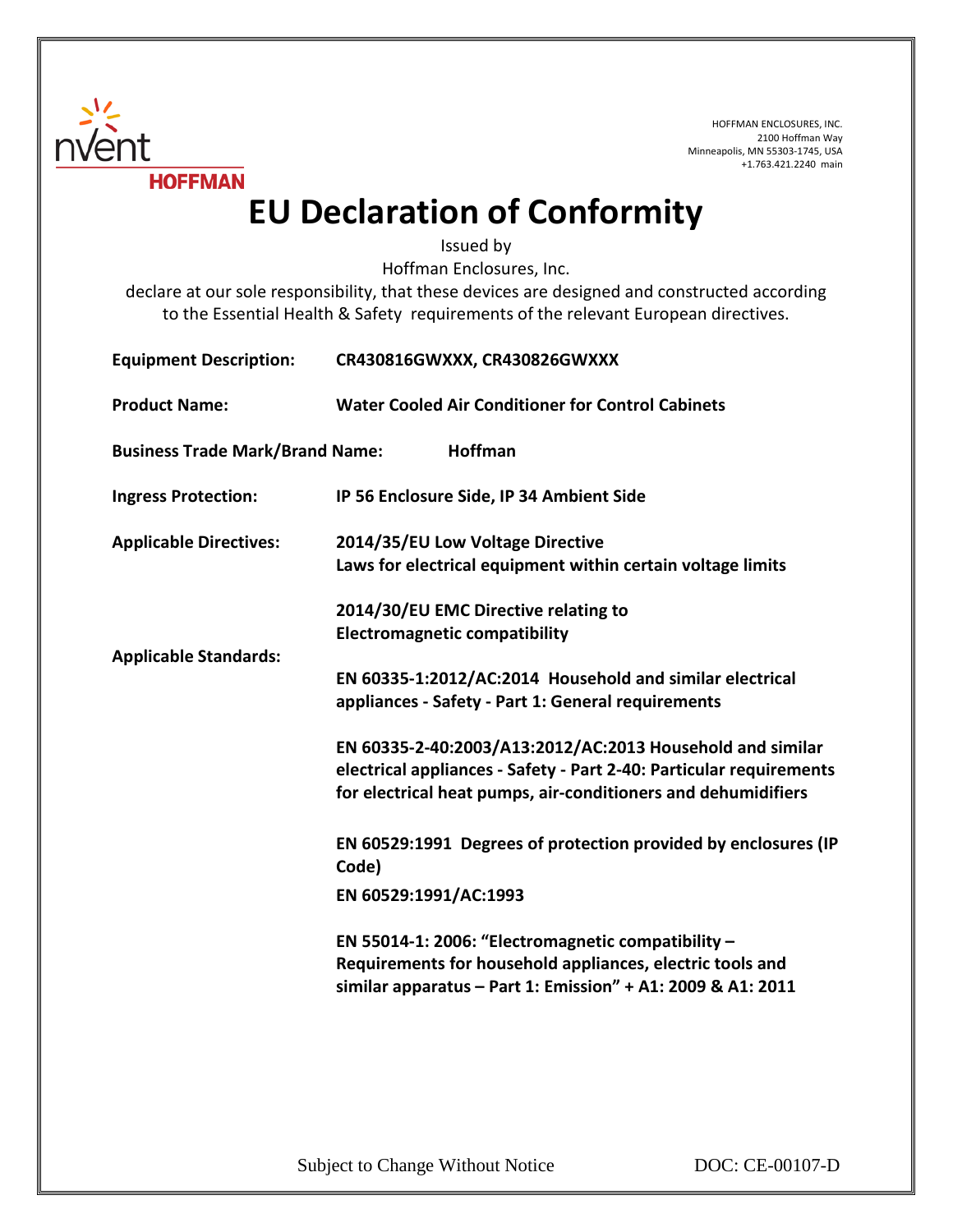nVent
HOFFMAN

HOFFMAN ENCLOSURES, INC.
2100 Hoffman Way
Minneapolis, MN 55303-1745, USA
+1.763.421.2240 main

# EU Declaration of Conformity

Issued by
Hoffman Enclosures, Inc.
declare at our sole responsibility, that these devices are designed and constructed according to the Essential Health & Safety requirements of the relevant European directives.

**Equipment Description:** **CR430816GWXXX, CR430826GWXXX**

**Product Name:** **Water Cooled Air Conditioner for Control Cabinets**

**Business Trade Mark/Brand Name:** **Hoffman**

**Ingress Protection:** **IP 56 Enclosure Side, IP 34 Ambient Side**

**Applicable Directives:**

**2014/35/EU Low Voltage Directive**
**Laws for electrical equipment within certain voltage limits**

**2014/30/EU EMC Directive relating to**
**Electromagnetic compatibility**

**Applicable Standards:**

**EN 60335-1:2012/AC:2014 Household and similar electrical appliances - Safety - Part 1: General requirements**

**EN 60335-2-40:2003/A13:2012/AC:2013 Household and similar electrical appliances - Safety - Part 2-40: Particular requirements for electrical heat pumps, air-conditioners and dehumidifiers**

**EN 60529:1991 Degrees of protection provided by enclosures (IP Code)**

**EN 60529:1991/AC:1993**

**EN 55014-1: 2006: "Electromagnetic compatibility – Requirements for household appliances, electric tools and similar apparatus – Part 1: Emission" + A1: 2009 & A1: 2011**

Subject to Change Without Notice DOC: CE-00107-D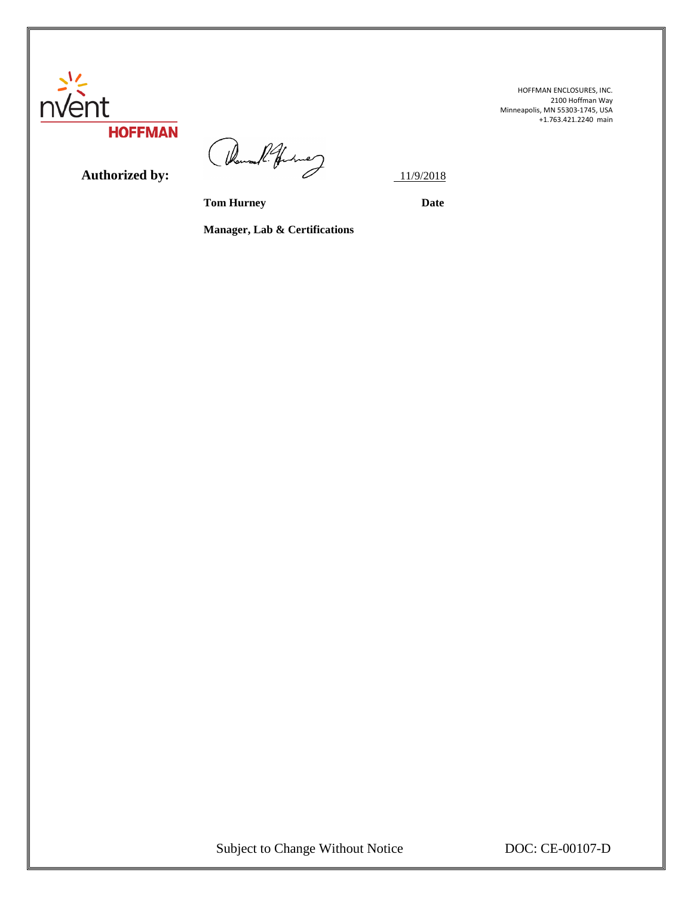HOFFMAN ENCLOSURES, INC.
2100 Hoffman Way
Minneapolis, MN 55303-1745, USA
+1.763.421.2240 main

**Authorized by:** 11/9/2018

**Tom Hurney** **Date**

**Manager, Lab & Certifications**

Subject to Change Without Notice DOC: CE-00107-D